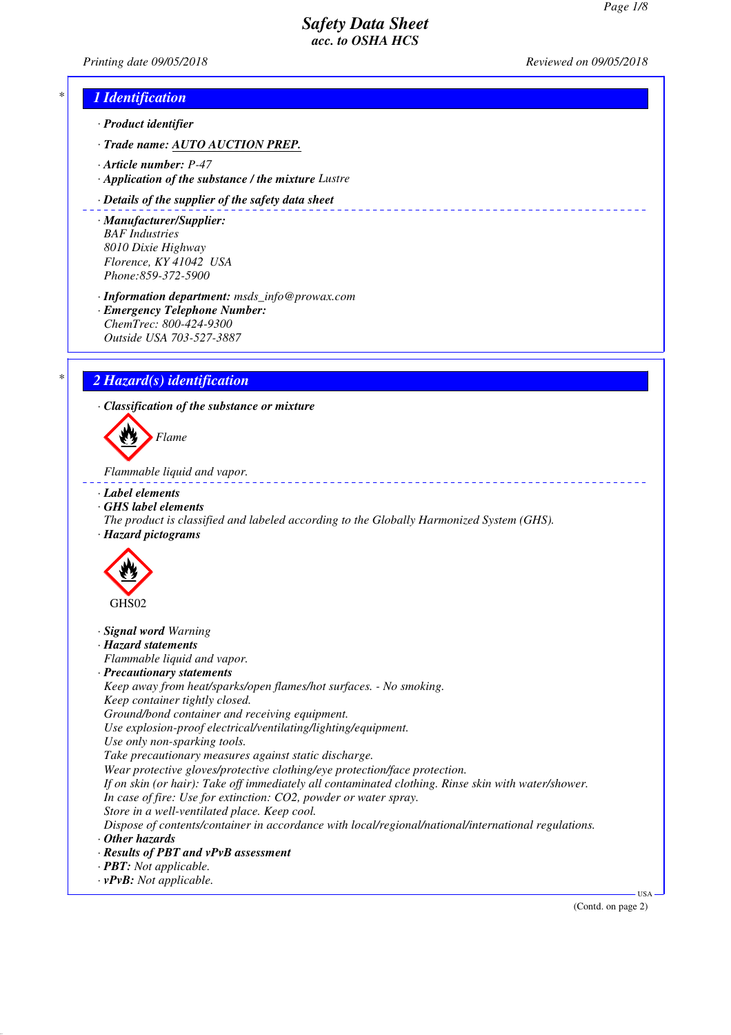# Safety Data Sheet
## acc. to OSHA HCS

Printing date 09/05/2018 | Reviewed on 09/05/2018

## 1 Identification

· **Product identifier**

· **Trade name: AUTO AUCTION PREP.**

· **Article number:** P-47

· **Application of the substance / the mixture** Lustre

· **Details of the supplier of the safety data sheet**

· **Manufacturer/Supplier:**
BAF Industries
8010 Dixie Highway
Florence, KY 41042 USA
Phone:859-372-5900

· **Information department:** msds_info@prowax.com

· **Emergency Telephone Number:**
ChemTrec: 800-424-9300
Outside USA 703-527-3887

## 2 Hazard(s) identification

· **Classification of the substance or mixture**

Flame

Flammable liquid and vapor.

· **Label elements**

· **GHS label elements**
The product is classified and labeled according to the Globally Harmonized System (GHS).

· **Hazard pictograms**

GHS02

· **Signal word** Warning

· **Hazard statements**
Flammable liquid and vapor.

· **Precautionary statements**
Keep away from heat/sparks/open flames/hot surfaces. - No smoking.
Keep container tightly closed.
Ground/bond container and receiving equipment.
Use explosion-proof electrical/ventilating/lighting/equipment.
Use only non-sparking tools.
Take precautionary measures against static discharge.
Wear protective gloves/protective clothing/eye protection/face protection.
If on skin (or hair): Take off immediately all contaminated clothing. Rinse skin with water/shower.
In case of fire: Use for extinction: $CO_2$, powder or water spray.
Store in a well-ventilated place. Keep cool.
Dispose of contents/container in accordance with local/regional/national/international regulations.

· **Other hazards**

· **Results of PBT and vPvB assessment**

· **PBT:** Not applicable.

· **vPvB:** Not applicable.

(Contd. on page 2)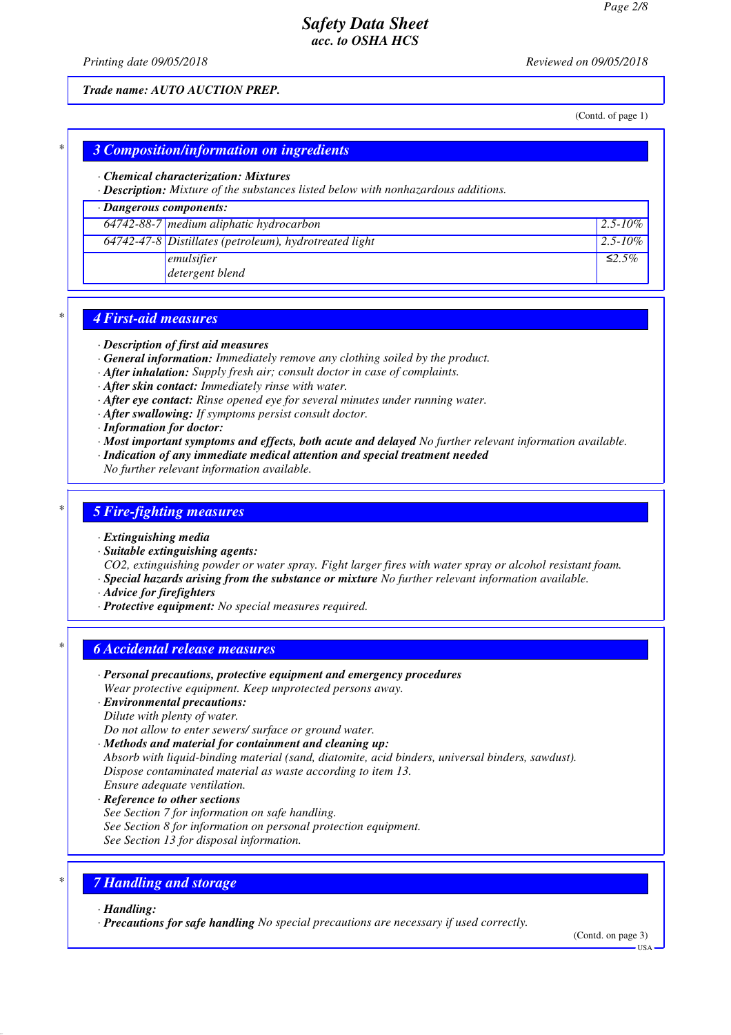Trade name: AUTO AUCTION PREP.

(Contd. of page 1)

## 3 Composition/information on ingredients

· **Chemical characterization: Mixtures**
· **Description:** Mixture of the substances listed below with nonhazardous additions.

| · Dangerous components: | | |
|---|---|---|
| 64742-88-7 | medium aliphatic hydrocarbon | 2.5-10% |
| 64742-47-8 | Distillates (petroleum), hydrotreated light | 2.5-10% |
| | emulsifier<br>detergent blend | ≤2.5% |

## 4 First-aid measures

· **Description of first aid measures**
· **General information:** Immediately remove any clothing soiled by the product.
· **After inhalation:** Supply fresh air; consult doctor in case of complaints.
· **After skin contact:** Immediately rinse with water.
· **After eye contact:** Rinse opened eye for several minutes under running water.
· **After swallowing:** If symptoms persist consult doctor.
· **Information for doctor:**
· **Most important symptoms and effects, both acute and delayed** No further relevant information available.
· **Indication of any immediate medical attention and special treatment needed**
No further relevant information available.

## 5 Fire-fighting measures

· **Extinguishing media**
· **Suitable extinguishing agents:**
CO2, extinguishing powder or water spray. Fight larger fires with water spray or alcohol resistant foam.
· **Special hazards arising from the substance or mixture** No further relevant information available.
· **Advice for firefighters**
· **Protective equipment:** No special measures required.

## 6 Accidental release measures

· **Personal precautions, protective equipment and emergency procedures**
Wear protective equipment. Keep unprotected persons away.
· **Environmental precautions:**
Dilute with plenty of water.
Do not allow to enter sewers/ surface or ground water.
· **Methods and material for containment and cleaning up:**
Absorb with liquid-binding material (sand, diatomite, acid binders, universal binders, sawdust).
Dispose contaminated material as waste according to item 13.
Ensure adequate ventilation.
· **Reference to other sections**
See Section 7 for information on safe handling.
See Section 8 for information on personal protection equipment.
See Section 13 for disposal information.

## 7 Handling and storage

· **Handling:**
· **Precautions for safe handling** No special precautions are necessary if used correctly.

(Contd. on page 3)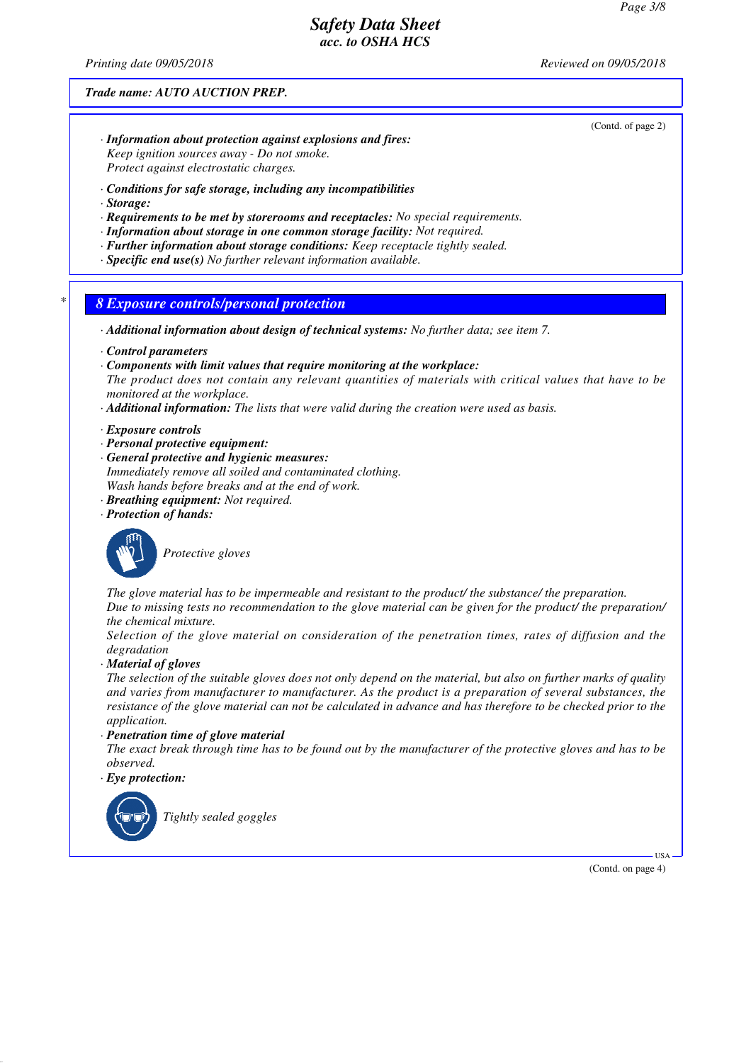Trade name: AUTO AUCTION PREP.

(Contd. of page 2)

· ***Information about protection against explosions and fires:***
*Keep ignition sources away - Do not smoke.*
*Protect against electrostatic charges.*

· ***Conditions for safe storage, including any incompatibilities***
· ***Storage:***
· ***Requirements to be met by storerooms and receptacles:*** *No special requirements.*
· ***Information about storage in one common storage facility:*** *Not required.*
· ***Further information about storage conditions:*** *Keep receptacle tightly sealed.*
· ***Specific end use(s)*** *No further relevant information available.*

## * 8 Exposure controls/personal protection

· ***Additional information about design of technical systems:*** *No further data; see item 7.*

· ***Control parameters***
· ***Components with limit values that require monitoring at the workplace:***
*The product does not contain any relevant quantities of materials with critical values that have to be monitored at the workplace.*
· ***Additional information:*** *The lists that were valid during the creation were used as basis.*

· ***Exposure controls***
· ***Personal protective equipment:***
· ***General protective and hygienic measures:***
*Immediately remove all soiled and contaminated clothing.*
*Wash hands before breaks and at the end of work.*
· ***Breathing equipment:*** *Not required.*
· ***Protection of hands:***

*Protective gloves*

*The glove material has to be impermeable and resistant to the product/ the substance/ the preparation.*
*Due to missing tests no recommendation to the glove material can be given for the product/ the preparation/ the chemical mixture.*
*Selection of the glove material on consideration of the penetration times, rates of diffusion and the degradation*
· ***Material of gloves***
*The selection of the suitable gloves does not only depend on the material, but also on further marks of quality and varies from manufacturer to manufacturer. As the product is a preparation of several substances, the resistance of the glove material can not be calculated in advance and has therefore to be checked prior to the application.*
· ***Penetration time of glove material***
*The exact break through time has to be found out by the manufacturer of the protective gloves and has to be observed.*
· ***Eye protection:***

*Tightly sealed goggles*

(Contd. on page 4)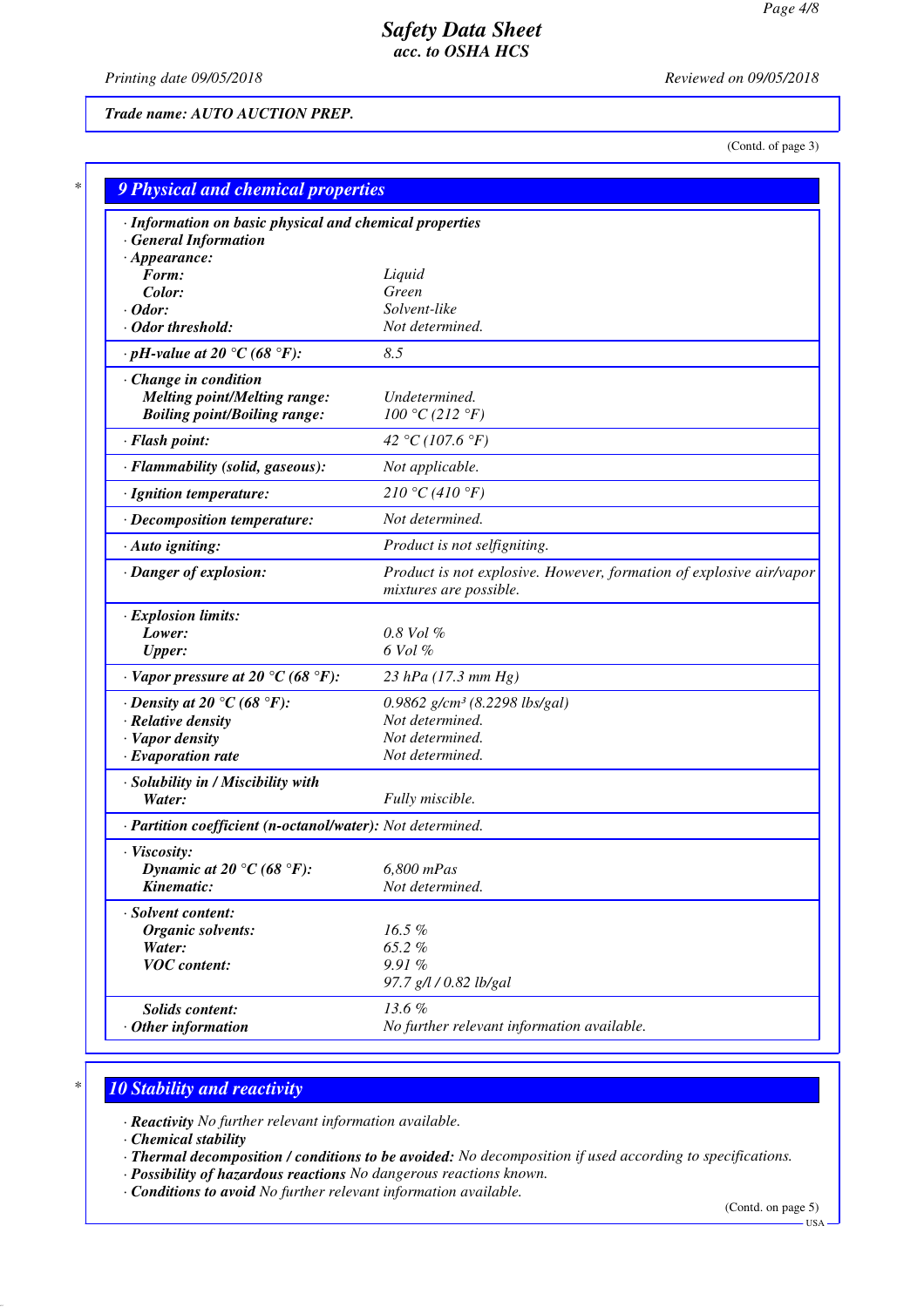Trade name: AUTO AUCTION PREP.

(Contd. of page 3)

## 9 Physical and chemical properties

| Property | Value |
|---|---|
| · **Information on basic physical and chemical properties** | |
| · **General Information** | |
| · **Appearance:** | |
| **Form:** | Liquid |
| **Color:** | Green |
| · **Odor:** | Solvent-like |
| · **Odor threshold:** | Not determined. |
| · **pH-value at 20 °C (68 °F):** | 8.5 |
| · **Change in condition** | |
| **Melting point/Melting range:** | Undetermined. |
| **Boiling point/Boiling range:** | 100 °C (212 °F) |
| · **Flash point:** | 42 °C (107.6 °F) |
| · **Flammability (solid, gaseous):** | Not applicable. |
| · **Ignition temperature:** | 210 °C (410 °F) |
| · **Decomposition temperature:** | Not determined. |
| · **Auto igniting:** | Product is not selfigniting. |
| · **Danger of explosion:** | Product is not explosive. However, formation of explosive air/vapor mixtures are possible. |
| · **Explosion limits:** | |
| **Lower:** | 0.8 Vol % |
| **Upper:** | 6 Vol % |
| · **Vapor pressure at 20 °C (68 °F):** | 23 hPa (17.3 mm Hg) |
| · **Density at 20 °C (68 °F):** | 0.9862 g/cm³ (8.2298 lbs/gal) |
| · **Relative density** | Not determined. |
| · **Vapor density** | Not determined. |
| · **Evaporation rate** | Not determined. |
| · **Solubility in / Miscibility with** | |
| **Water:** | Fully miscible. |
| · **Partition coefficient (n-octanol/water):** | Not determined. |
| · **Viscosity:** | |
| **Dynamic at 20 °C (68 °F):** | 6,800 mPas |
| **Kinematic:** | Not determined. |
| · **Solvent content:** | |
| **Organic solvents:** | 16.5 % |
| **Water:** | 65.2 % |
| **VOC content:** | 9.91 % |
| | 97.7 g/l / 0.82 lb/gal |
| **Solids content:** | 13.6 % |
| · **Other information** | No further relevant information available. |

## 10 Stability and reactivity

· **Reactivity** No further relevant information available.
· **Chemical stability**
· **Thermal decomposition / conditions to be avoided:** No decomposition if used according to specifications.
· **Possibility of hazardous reactions** No dangerous reactions known.
· **Conditions to avoid** No further relevant information available.

(Contd. on page 5)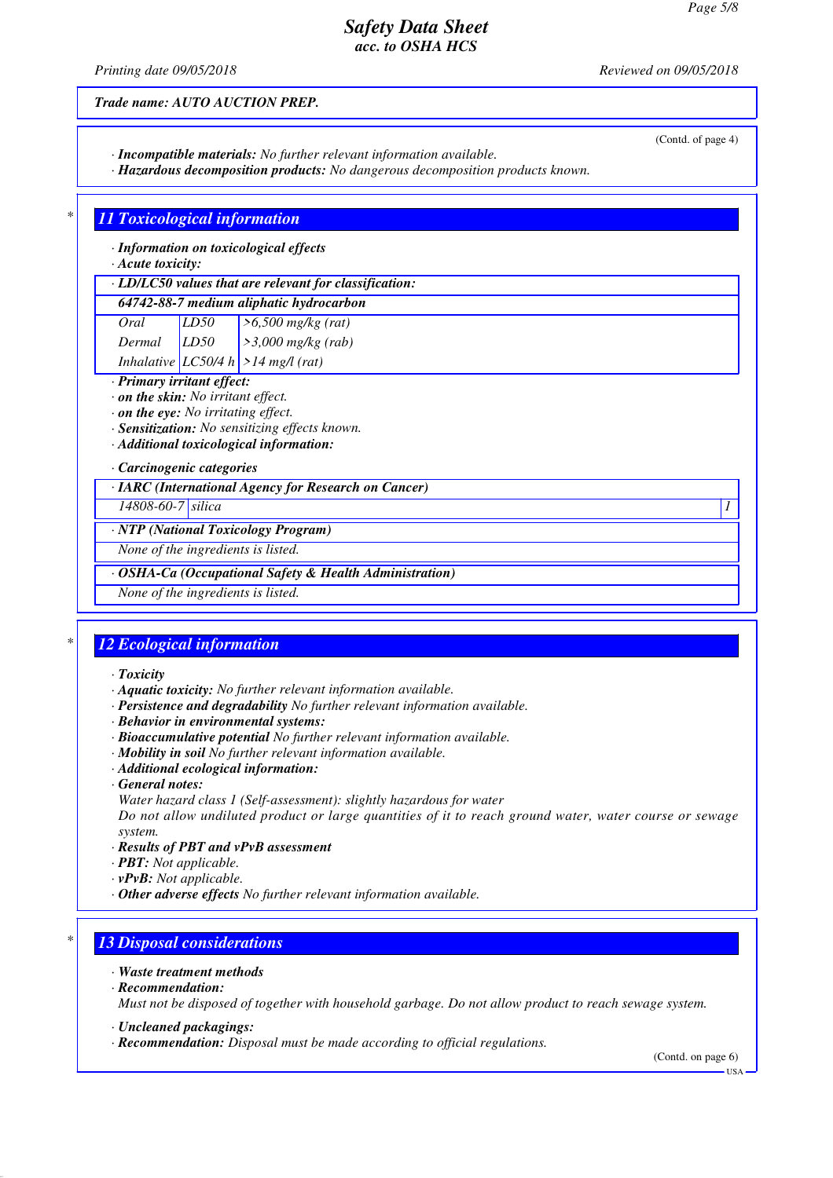**Trade name: AUTO AUCTION PREP.**

(Contd. of page 4)

· **Incompatible materials:** No further relevant information available.
· **Hazardous decomposition products:** No dangerous decomposition products known.

## 11 Toxicological information

· **Information on toxicological effects**
· **Acute toxicity:**

| · LD/LC50 values that are relevant for classification: | | |
|---|---|---|
| **64742-88-7 medium aliphatic hydrocarbon** | | |
| Oral | LD50 | >6,500 mg/kg (rat) |
| Dermal | LD50 | >3,000 mg/kg (rab) |
| Inhalative | LC50/4 h | >14 mg/l (rat) |

· **Primary irritant effect:**
· **on the skin:** No irritant effect.
· **on the eye:** No irritating effect.
· **Sensitization:** No sensitizing effects known.
· **Additional toxicological information:**

· **Carcinogenic categories**

| · IARC (International Agency for Research on Cancer) | | |
|---|---|---|
| 14808-60-7 | silica | 1 |

| · NTP (National Toxicology Program) |
|---|
| None of the ingredients is listed. |

| · OSHA-Ca (Occupational Safety & Health Administration) |
|---|
| None of the ingredients is listed. |

## 12 Ecological information

· **Toxicity**
· **Aquatic toxicity:** No further relevant information available.
· **Persistence and degradability** No further relevant information available.
· **Behavior in environmental systems:**
· **Bioaccumulative potential** No further relevant information available.
· **Mobility in soil** No further relevant information available.
· **Additional ecological information:**
· **General notes:**
Water hazard class 1 (Self-assessment): slightly hazardous for water
Do not allow undiluted product or large quantities of it to reach ground water, water course or sewage system.
· **Results of PBT and vPvB assessment**
· **PBT:** Not applicable.
· **vPvB:** Not applicable.
· **Other adverse effects** No further relevant information available.

## 13 Disposal considerations

· **Waste treatment methods**
· **Recommendation:**
Must not be disposed of together with household garbage. Do not allow product to reach sewage system.

· **Uncleaned packagings:**
· **Recommendation:** Disposal must be made according to official regulations.

(Contd. on page 6)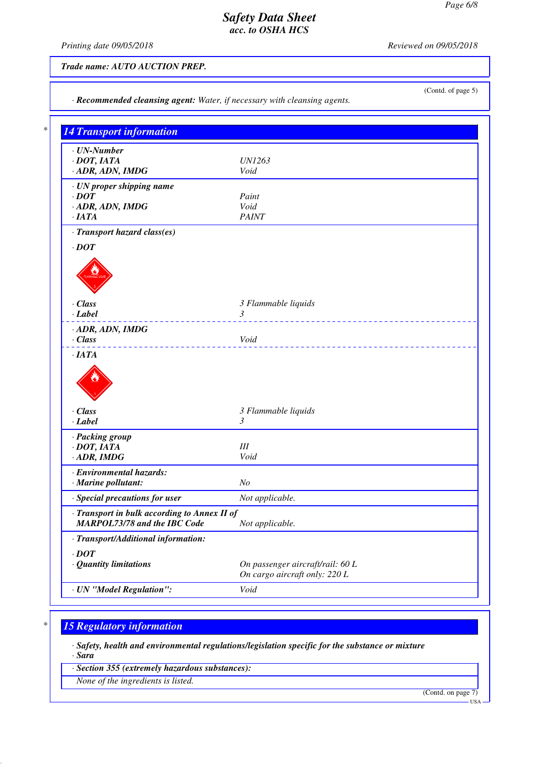**Trade name: AUTO AUCTION PREP.**

(Contd. of page 5)

· **Recommended cleansing agent:** *Water, if necessary with cleansing agents.*

## 14 Transport information

| | |
|---|---|
| · **UN-Number** | |
| · **DOT, IATA** | UN1263 |
| · **ADR, ADN, IMDG** | Void |
| · **UN proper shipping name** | |
| · **DOT** | Paint |
| · **ADR, ADN, IMDG** | Void |
| · **IATA** | PAINT |
| · **Transport hazard class(es)** | |
| · **DOT** | |
| · **Class** | 3 Flammable liquids |
| · **Label** | 3 |
| · **ADR, ADN, IMDG** | |
| · **Class** | Void |
| · **IATA** | |
| · **Class** | 3 Flammable liquids |
| · **Label** | 3 |
| · **Packing group** | |
| · **DOT, IATA** | III |
| · **ADR, IMDG** | Void |
| · **Environmental hazards:** | |
| · **Marine pollutant:** | No |
| · **Special precautions for user** | Not applicable. |
| · **Transport in bulk according to Annex II of MARPOL73/78 and the IBC Code** | Not applicable. |
| · **Transport/Additional information:** | |
| · **DOT** | |
| · **Quantity limitations** | On passenger aircraft/rail: 60 L<br>On cargo aircraft only: 220 L |
| · **UN "Model Regulation":** | Void |

## 15 Regulatory information

· **Safety, health and environmental regulations/legislation specific for the substance or mixture**
· **Sara**

· **Section 355 (extremely hazardous substances):**

None of the ingredients is listed.

(Contd. on page 7)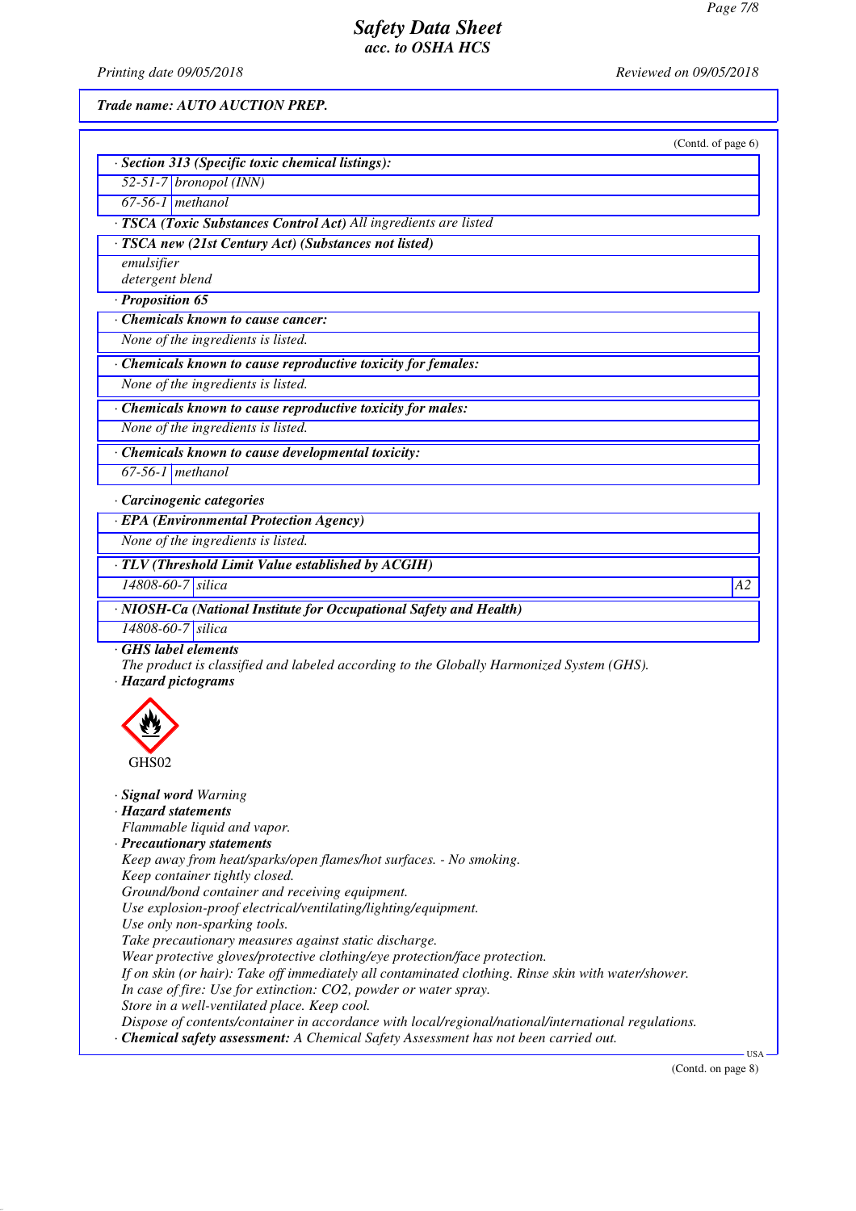**Trade name: AUTO AUCTION PREP.**

(Contd. of page 6)

· **Section 313 (Specific toxic chemical listings):**

| | |
|---|---|
| 52-51-7 | bronopol (INN) |
| 67-56-1 | methanol |

· **TSCA (Toxic Substances Control Act)** All ingredients are listed

· **TSCA new (21st Century Act) (Substances not listed)**

emulsifier
detergent blend

· **Proposition 65**

· **Chemicals known to cause cancer:**

None of the ingredients is listed.

· **Chemicals known to cause reproductive toxicity for females:**

None of the ingredients is listed.

· **Chemicals known to cause reproductive toxicity for males:**

None of the ingredients is listed.

· **Chemicals known to cause developmental toxicity:**

| | |
|---|---|
| 67-56-1 | methanol |

· **Carcinogenic categories**

· **EPA (Environmental Protection Agency)**

None of the ingredients is listed.

· **TLV (Threshold Limit Value established by ACGIH)**

| | | |
|---|---|---|
| 14808-60-7 | silica | A2 |

· **NIOSH-Ca (National Institute for Occupational Safety and Health)**

| | |
|---|---|
| 14808-60-7 | silica |

· **GHS label elements**

The product is classified and labeled according to the Globally Harmonized System (GHS).

· **Hazard pictograms**

GHS02

· **Signal word** Warning

· **Hazard statements**

Flammable liquid and vapor.

· **Precautionary statements**

Keep away from heat/sparks/open flames/hot surfaces. - No smoking.
Keep container tightly closed.
Ground/bond container and receiving equipment.
Use explosion-proof electrical/ventilating/lighting/equipment.
Use only non-sparking tools.
Take precautionary measures against static discharge.
Wear protective gloves/protective clothing/eye protection/face protection.
If on skin (or hair): Take off immediately all contaminated clothing. Rinse skin with water/shower.
In case of fire: Use for extinction: $CO_2$, powder or water spray.
Store in a well-ventilated place. Keep cool.
Dispose of contents/container in accordance with local/regional/national/international regulations.

· **Chemical safety assessment:** A Chemical Safety Assessment has not been carried out.

(Contd. on page 8)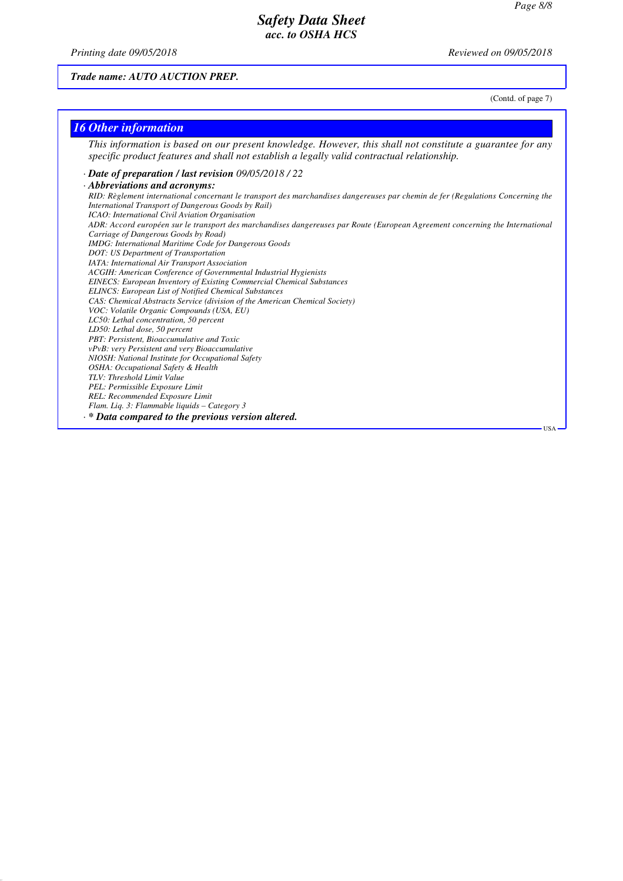*Trade name: AUTO AUCTION PREP.*

(Contd. of page 7)

## 16 Other information

*This information is based on our present knowledge. However, this shall not constitute a guarantee for any specific product features and shall not establish a legally valid contractual relationship.*

· ***Date of preparation / last revision*** *09/05/2018 / 22*

· ***Abbreviations and acronyms:***

*RID: Règlement international concernant le transport des marchandises dangereuses par chemin de fer (Regulations Concerning the International Transport of Dangerous Goods by Rail)*
*ICAO: International Civil Aviation Organisation*
*ADR: Accord européen sur le transport des marchandises dangereuses par Route (European Agreement concerning the International Carriage of Dangerous Goods by Road)*
*IMDG: International Maritime Code for Dangerous Goods*
*DOT: US Department of Transportation*
*IATA: International Air Transport Association*
*ACGIH: American Conference of Governmental Industrial Hygienists*
*EINECS: European Inventory of Existing Commercial Chemical Substances*
*ELINCS: European List of Notified Chemical Substances*
*CAS: Chemical Abstracts Service (division of the American Chemical Society)*
*VOC: Volatile Organic Compounds (USA, EU)*
*LC50: Lethal concentration, 50 percent*
*LD50: Lethal dose, 50 percent*
*PBT: Persistent, Bioaccumulative and Toxic*
*vPvB: very Persistent and very Bioaccumulative*
*NIOSH: National Institute for Occupational Safety*
*OSHA: Occupational Safety & Health*
*TLV: Threshold Limit Value*
*PEL: Permissible Exposure Limit*
*REL: Recommended Exposure Limit*
*Flam. Liq. 3: Flammable liquids – Category 3*

· ***\* Data compared to the previous version altered.***

USA